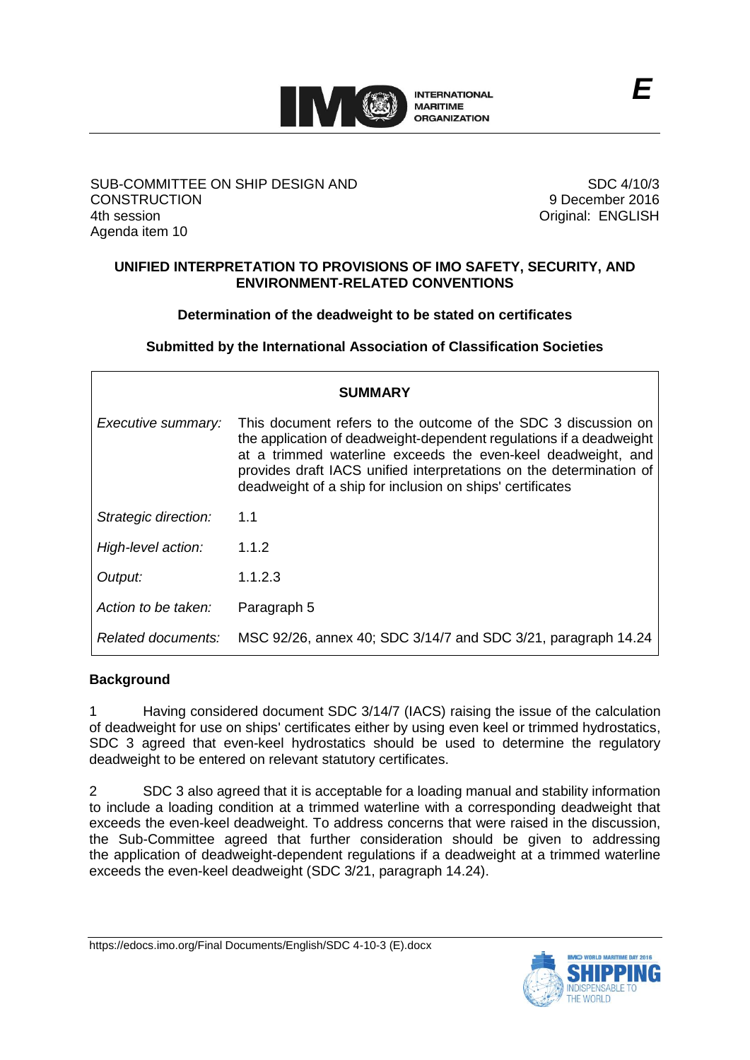E

SUB-COMMITTEE ON SHIP DESIGN AND CONSTRUCTION
4th session
Agenda item 10

SDC 4/10/3
9 December 2016
Original: ENGLISH

# UNIFIED INTERPRETATION TO PROVISIONS OF IMO SAFETY, SECURITY, AND ENVIRONMENT-RELATED CONVENTIONS

## Determination of the deadweight to be stated on certificates

### Submitted by the International Association of Classification Societies

| SUMMARY | |
|---|---|
| *Executive summary:* | This document refers to the outcome of the SDC 3 discussion on the application of deadweight-dependent regulations if a deadweight at a trimmed waterline exceeds the even-keel deadweight, and provides draft IACS unified interpretations on the determination of deadweight of a ship for inclusion on ships' certificates |
| *Strategic direction:* | 1.1 |
| *High-level action:* | 1.1.2 |
| *Output:* | 1.1.2.3 |
| *Action to be taken:* | Paragraph 5 |
| *Related documents:* | MSC 92/26, annex 40; SDC 3/14/7 and SDC 3/21, paragraph 14.24 |

**Background**

1 Having considered document SDC 3/14/7 (IACS) raising the issue of the calculation of deadweight for use on ships' certificates either by using even keel or trimmed hydrostatics, SDC 3 agreed that even-keel hydrostatics should be used to determine the regulatory deadweight to be entered on relevant statutory certificates.

2 SDC 3 also agreed that it is acceptable for a loading manual and stability information to include a loading condition at a trimmed waterline with a corresponding deadweight that exceeds the even-keel deadweight. To address concerns that were raised in the discussion, the Sub-Committee agreed that further consideration should be given to addressing the application of deadweight-dependent regulations if a deadweight at a trimmed waterline exceeds the even-keel deadweight (SDC 3/21, paragraph 14.24).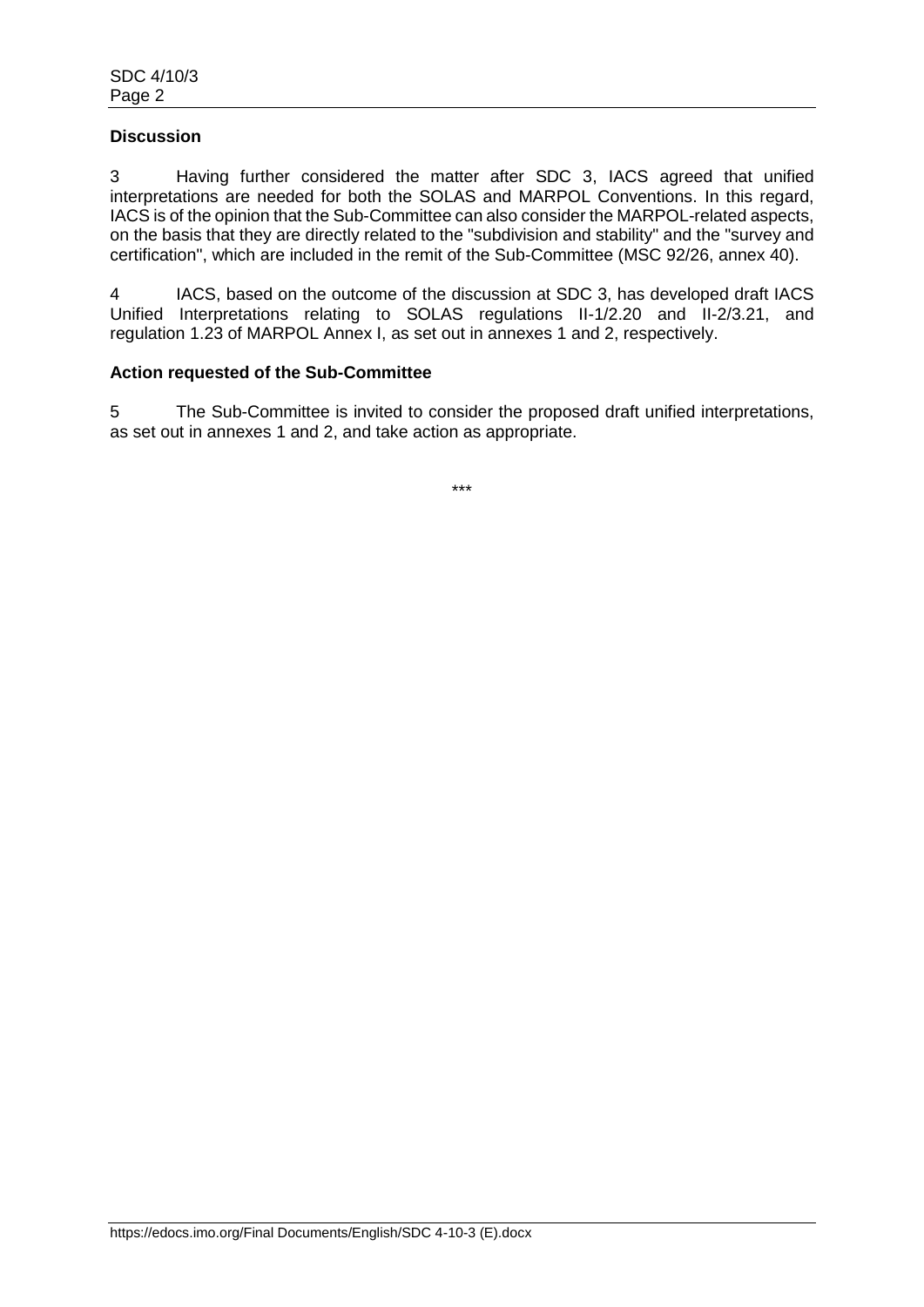**Discussion**

3 Having further considered the matter after SDC 3, IACS agreed that unified interpretations are needed for both the SOLAS and MARPOL Conventions. In this regard, IACS is of the opinion that the Sub-Committee can also consider the MARPOL-related aspects, on the basis that they are directly related to the "subdivision and stability" and the "survey and certification", which are included in the remit of the Sub-Committee (MSC 92/26, annex 40).

4 IACS, based on the outcome of the discussion at SDC 3, has developed draft IACS Unified Interpretations relating to SOLAS regulations II-1/2.20 and II-2/3.21, and regulation 1.23 of MARPOL Annex I, as set out in annexes 1 and 2, respectively.

**Action requested of the Sub-Committee**

5 The Sub-Committee is invited to consider the proposed draft unified interpretations, as set out in annexes 1 and 2, and take action as appropriate.

***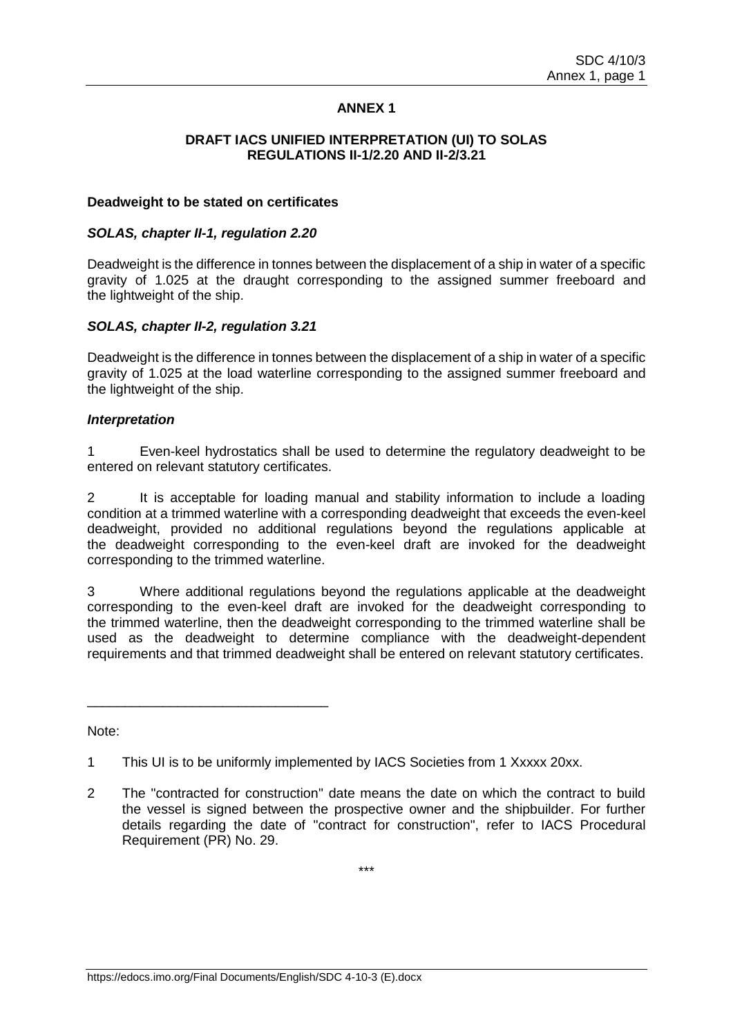# ANNEX 1

## DRAFT IACS UNIFIED INTERPRETATION (UI) TO SOLAS REGULATIONS II-1/2.20 AND II-2/3.21

**Deadweight to be stated on certificates**

***SOLAS, chapter II-1, regulation 2.20***

Deadweight is the difference in tonnes between the displacement of a ship in water of a specific gravity of 1.025 at the draught corresponding to the assigned summer freeboard and the lightweight of the ship.

***SOLAS, chapter II-2, regulation 3.21***

Deadweight is the difference in tonnes between the displacement of a ship in water of a specific gravity of 1.025 at the load waterline corresponding to the assigned summer freeboard and the lightweight of the ship.

***Interpretation***

1 Even-keel hydrostatics shall be used to determine the regulatory deadweight to be entered on relevant statutory certificates.

2 It is acceptable for loading manual and stability information to include a loading condition at a trimmed waterline with a corresponding deadweight that exceeds the even-keel deadweight, provided no additional regulations beyond the regulations applicable at the deadweight corresponding to the even-keel draft are invoked for the deadweight corresponding to the trimmed waterline.

3 Where additional regulations beyond the regulations applicable at the deadweight corresponding to the even-keel draft are invoked for the deadweight corresponding to the trimmed waterline, then the deadweight corresponding to the trimmed waterline shall be used as the deadweight to determine compliance with the deadweight-dependent requirements and that trimmed deadweight shall be entered on relevant statutory certificates.

---

Note:

1 This UI is to be uniformly implemented by IACS Societies from 1 Xxxxx 20xx.

2 The "contracted for construction" date means the date on which the contract to build the vessel is signed between the prospective owner and the shipbuilder. For further details regarding the date of "contract for construction", refer to IACS Procedural Requirement (PR) No. 29.

***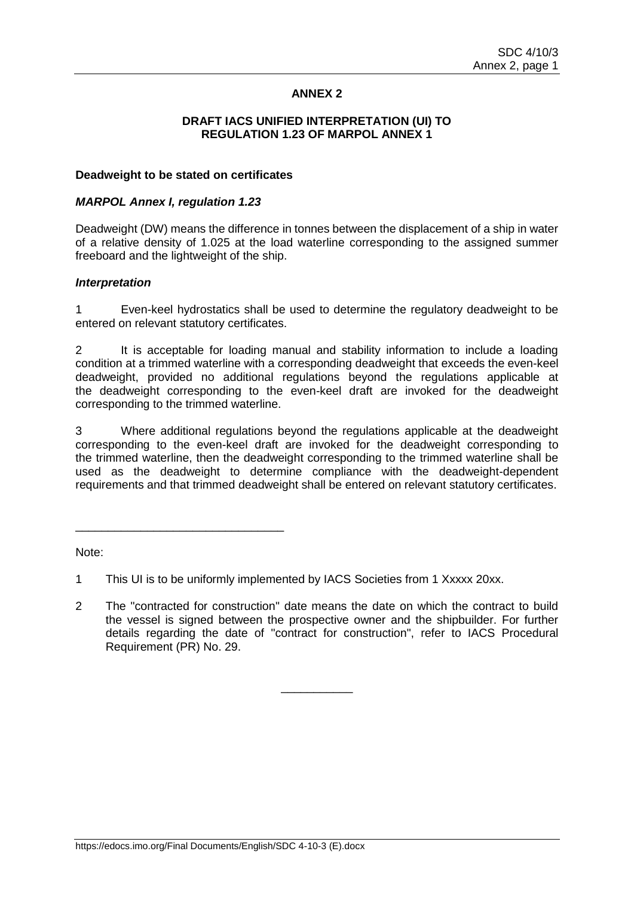## ANNEX 2

### DRAFT IACS UNIFIED INTERPRETATION (UI) TO REGULATION 1.23 OF MARPOL ANNEX 1

**Deadweight to be stated on certificates**

***MARPOL Annex I, regulation 1.23***

Deadweight (DW) means the difference in tonnes between the displacement of a ship in water of a relative density of 1.025 at the load waterline corresponding to the assigned summer freeboard and the lightweight of the ship.

***Interpretation***

1 Even-keel hydrostatics shall be used to determine the regulatory deadweight to be entered on relevant statutory certificates.

2 It is acceptable for loading manual and stability information to include a loading condition at a trimmed waterline with a corresponding deadweight that exceeds the even-keel deadweight, provided no additional regulations beyond the regulations applicable at the deadweight corresponding to the even-keel draft are invoked for the deadweight corresponding to the trimmed waterline.

3 Where additional regulations beyond the regulations applicable at the deadweight corresponding to the even-keel draft are invoked for the deadweight corresponding to the trimmed waterline, then the deadweight corresponding to the trimmed waterline shall be used as the deadweight to determine compliance with the deadweight-dependent requirements and that trimmed deadweight shall be entered on relevant statutory certificates.

---

Note:

1 This UI is to be uniformly implemented by IACS Societies from 1 Xxxxx 20xx.

2 The "contracted for construction" date means the date on which the contract to build the vessel is signed between the prospective owner and the shipbuilder. For further details regarding the date of "contract for construction", refer to IACS Procedural Requirement (PR) No. 29.